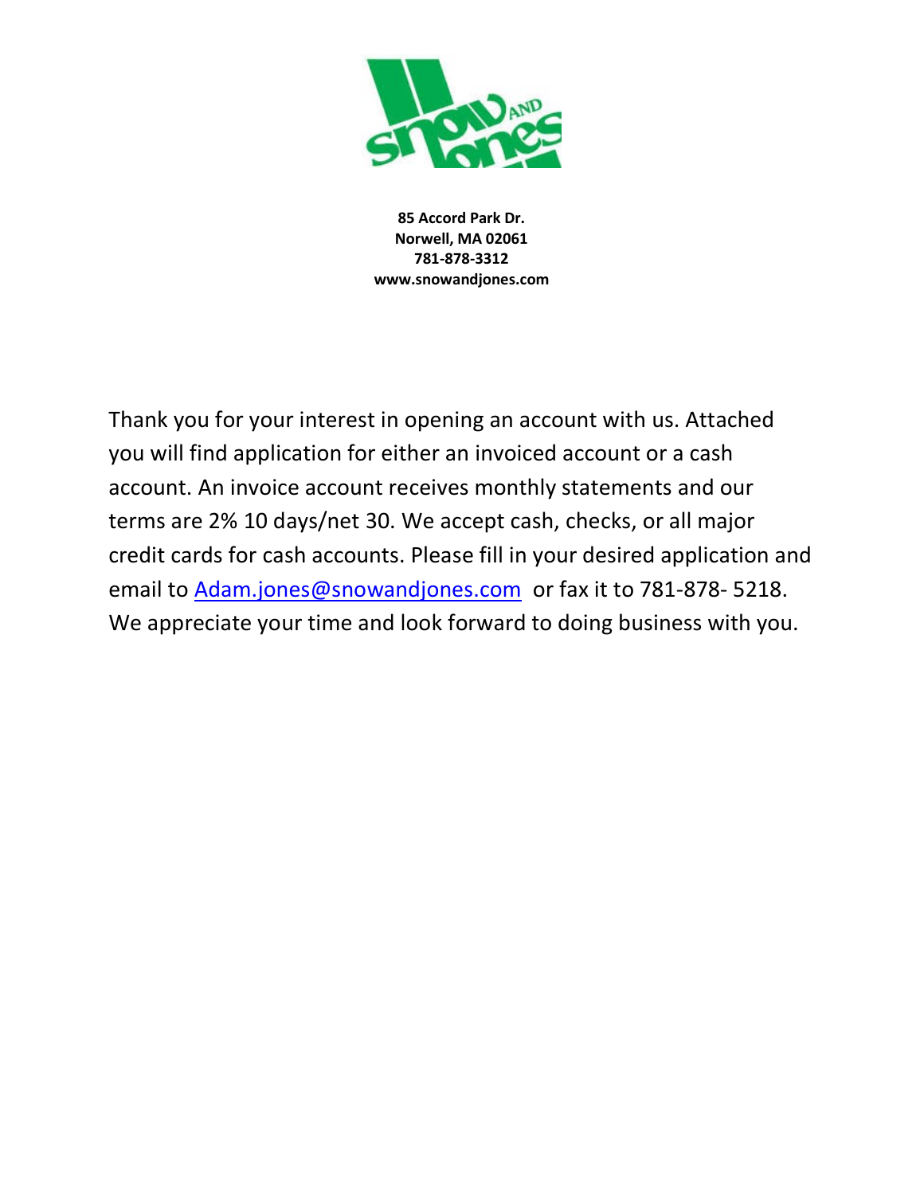**85 Accord Park Dr.**
**Norwell, MA 02061**
**781-878-3312**
**www.snowandjones.com**

Thank you for your interest in opening an account with us. Attached you will find application for either an invoiced account or a cash account. An invoice account receives monthly statements and our terms are 2% 10 days/net 30. We accept cash, checks, or all major credit cards for cash accounts. Please fill in your desired application and email to Adam.jones@snowandjones.com or fax it to 781-878- 5218. We appreciate your time and look forward to doing business with you.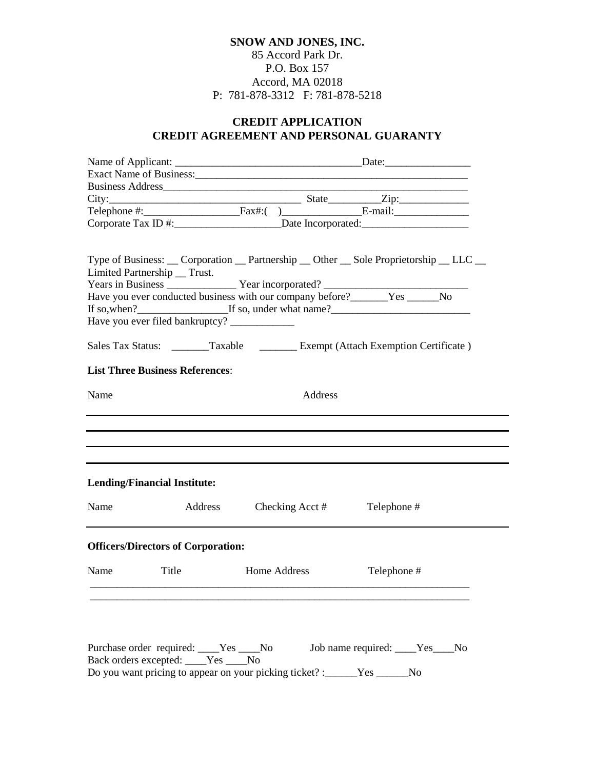**SNOW AND JONES, INC.**
85 Accord Park Dr.
P.O. Box 157
Accord, MA 02018
P: 781-878-3312 F: 781-878-5218

**CREDIT APPLICATION**
**CREDIT AGREEMENT AND PERSONAL GUARANTY**

Name of Applicant: ___________________________________Date:________________
Exact Name of Business:_____________________________________________________
Business Address__________________________________________________________
City:____________________________________ State__________Zip:_____________
Telephone #:__________________Fax#:( )_______________E-mail:______________
Corporate Tax ID #:____________________Date Incorporated:____________________

Type of Business: __ Corporation __ Partnership __ Other __ Sole Proprietorship __ LLC __ Limited Partnership __ Trust.
Years in Business _____________ Year incorporated? ___________________________
Have you ever conducted business with our company before?_______Yes ______No
If so,when?_________________If so, under what name?__________________________
Have you ever filed bankruptcy? ____________

Sales Tax Status: _______Taxable _______ Exempt (Attach Exemption Certificate )

**List Three Business References**:

| Name | Address |
|---|---|
| | |
| | |
| | |

**Lending/Financial Institute:**

| Name | Address | Checking Acct # | Telephone # |
|---|---|---|---|
| | | | |

**Officers/Directors of Corporation:**

| Name | Title | Home Address | Telephone # |
|---|---|---|---|
| | | | |
| | | | |

Purchase order required: ____Yes ____No Job name required: ____Yes____No
Back orders excepted: ____Yes ____No
Do you want pricing to appear on your picking ticket? :______Yes ______No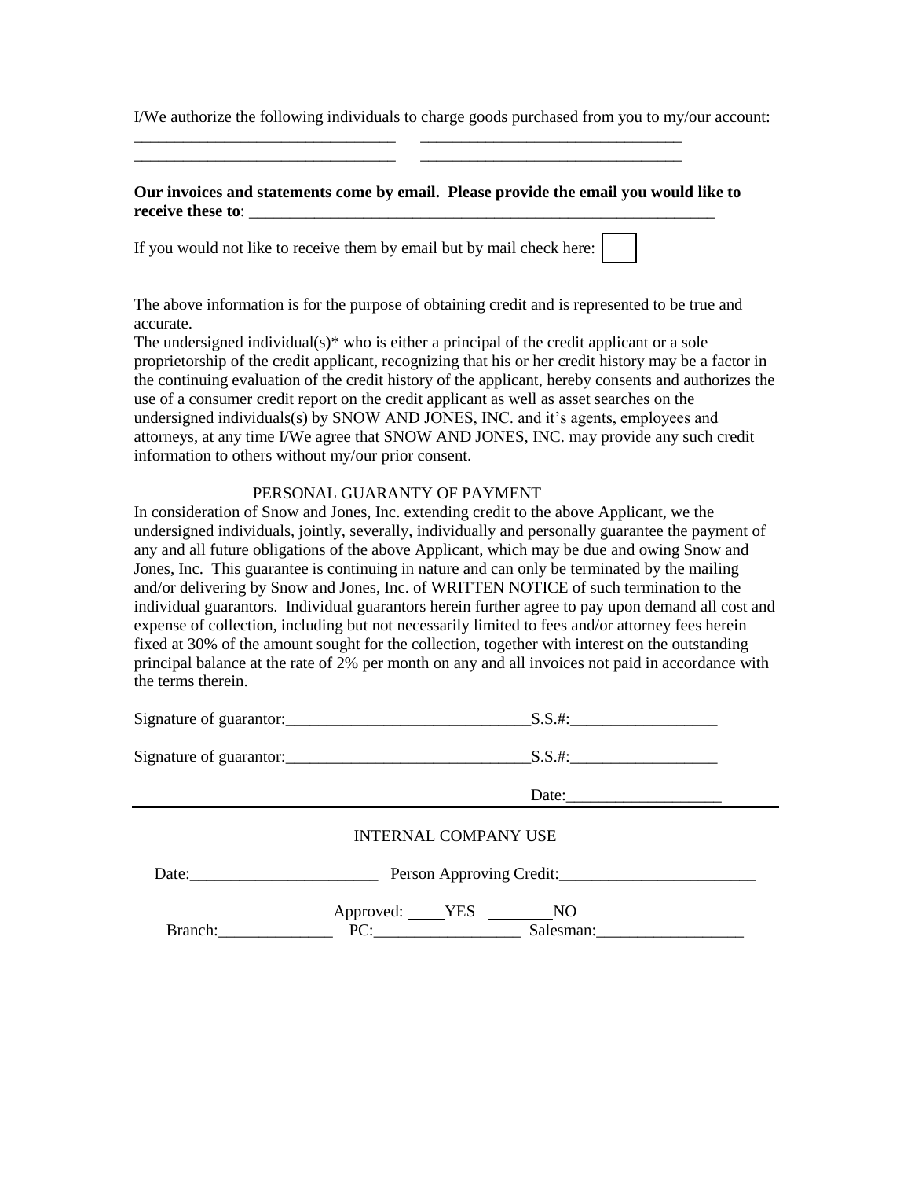I/We authorize the following individuals to charge goods purchased from you to my/our account:

_______________________________ _______________________________

_______________________________ _______________________________

**Our invoices and statements come by email. Please provide the email you would like to receive these to**: ___________________________________________________________

If you would not like to receive them by email but by mail check here: ☐

The above information is for the purpose of obtaining credit and is represented to be true and accurate.

The undersigned individual(s)* who is either a principal of the credit applicant or a sole proprietorship of the credit applicant, recognizing that his or her credit history may be a factor in the continuing evaluation of the credit history of the applicant, hereby consents and authorizes the use of a consumer credit report on the credit applicant as well as asset searches on the undersigned individuals(s) by SNOW AND JONES, INC. and it's agents, employees and attorneys, at any time I/We agree that SNOW AND JONES, INC. may provide any such credit information to others without my/our prior consent.

PERSONAL GUARANTY OF PAYMENT

In consideration of Snow and Jones, Inc. extending credit to the above Applicant, we the undersigned individuals, jointly, severally, individually and personally guarantee the payment of any and all future obligations of the above Applicant, which may be due and owing Snow and Jones, Inc. This guarantee is continuing in nature and can only be terminated by the mailing and/or delivering by Snow and Jones, Inc. of WRITTEN NOTICE of such termination to the individual guarantors. Individual guarantors herein further agree to pay upon demand all cost and expense of collection, including but not necessarily limited to fees and/or attorney fees herein fixed at 30% of the amount sought for the collection, together with interest on the outstanding principal balance at the rate of 2% per month on any and all invoices not paid in accordance with the terms therein.

Signature of guarantor:______________________________S.S.#:__________________

Signature of guarantor:______________________________S.S.#:__________________

Date:__________________

---

INTERNAL COMPANY USE

Date:_______________________ Person Approving Credit:________________________

Approved: ____YES ________NO

Branch:______________ PC:__________________ Salesman:__________________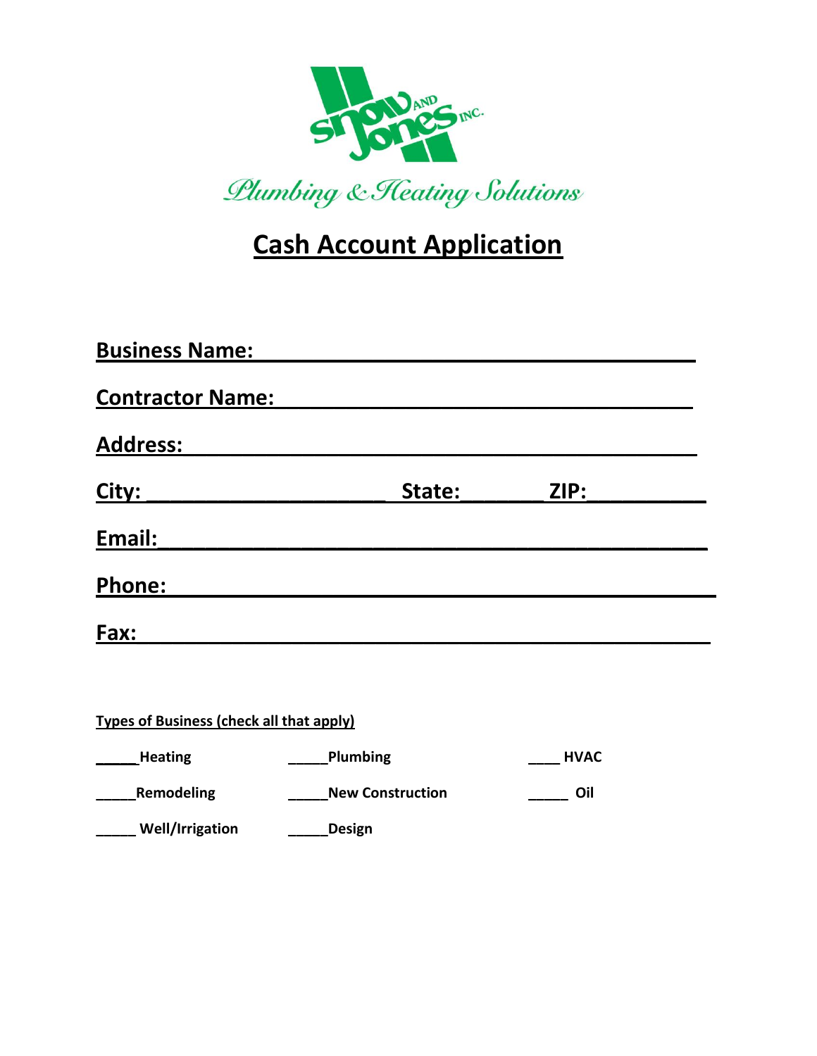Snow and Jones Inc.

*Plumbing & Heating Solutions*

# Cash Account Application

**Business Name:** ______________________________________

**Contractor Name:** ____________________________________

**Address:** ___________________________________________

**City:** ____________________ **State:** _______ **ZIP:** __________

**Email:** _____________________________________________

**Phone:** _____________________________________________

**Fax:** _______________________________________________

**Types of Business (check all that apply)**

| | | |
|---|---|---|
| _____ Heating | _____ Plumbing | ____ HVAC |
| _____ Remodeling | _____ New Construction | _____ Oil |
| _____ Well/Irrigation | _____ Design | |